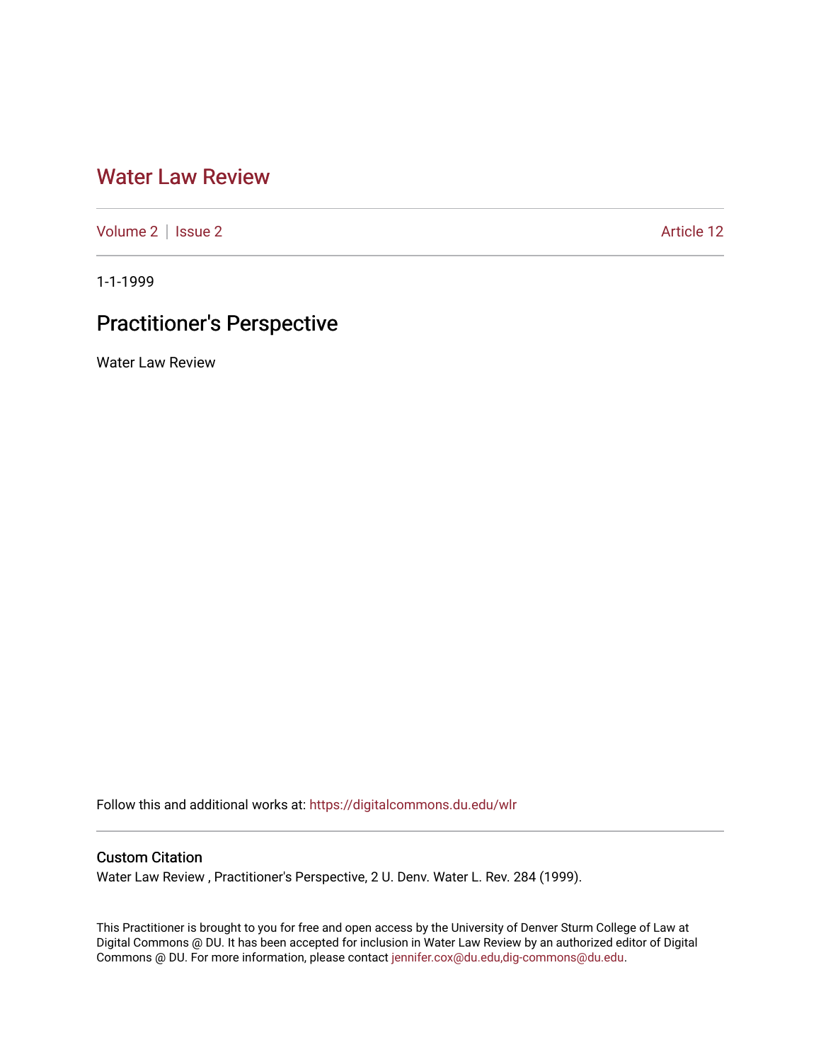# Water Law Review

Volume 2 | Issue 2 Article 12

1-1-1999

## Practitioner's Perspective

Water Law Review

Follow this and additional works at: https://digitalcommons.du.edu/wlr

### Custom Citation

Water Law Review , Practitioner's Perspective, 2 U. Denv. Water L. Rev. 284 (1999).

This Practitioner is brought to you for free and open access by the University of Denver Sturm College of Law at Digital Commons @ DU. It has been accepted for inclusion in Water Law Review by an authorized editor of Digital Commons @ DU. For more information, please contact jennifer.cox@du.edu,dig-commons@du.edu.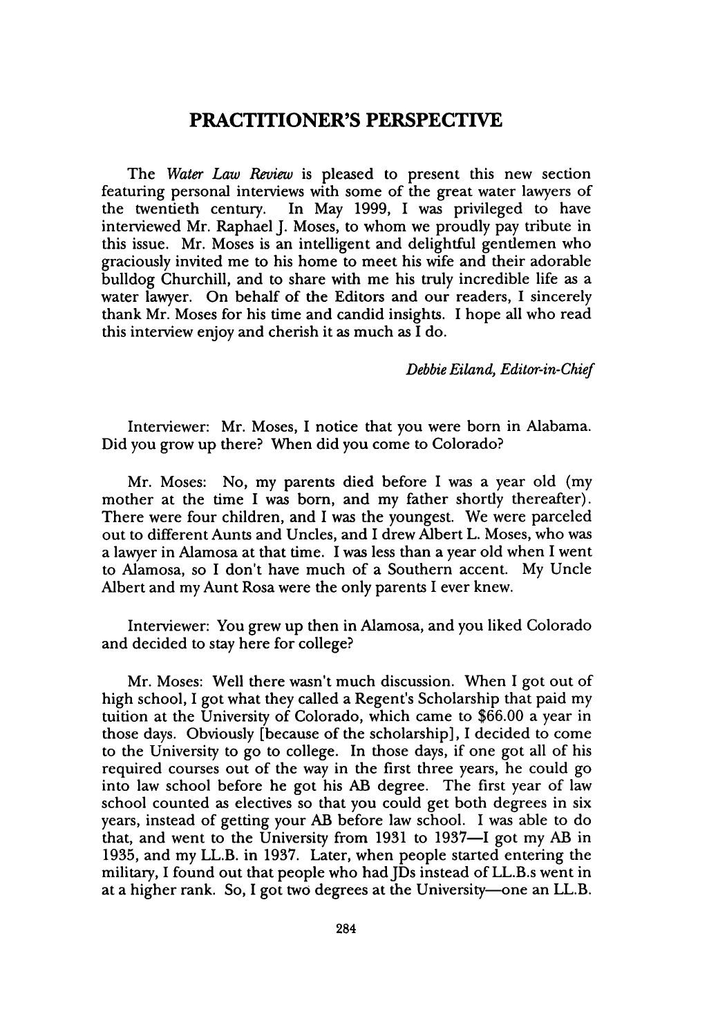## PRACTITIONER'S PERSPECTIVE

The *Water Law Review* is pleased to present this new section featuring personal interviews with some of the great water lawyers of the twentieth century. In May 1999, I was privileged to have interviewed Mr. Raphael J. Moses, to whom we proudly pay tribute in this issue. Mr. Moses is an intelligent and delightful gentlemen who graciously invited me to his home to meet his wife and their adorable bulldog Churchill, and to share with me his truly incredible life as a water lawyer. On behalf of the Editors and our readers, I sincerely thank Mr. Moses for his time and candid insights. I hope all who read this interview enjoy and cherish it as much as I do.

*Debbie Eiland, Editor-in-Chief*

Interviewer: Mr. Moses, I notice that you were born in Alabama. Did you grow up there? When did you come to Colorado?

Mr. Moses: No, my parents died before I was a year old (my mother at the time I was born, and my father shortly thereafter). There were four children, and I was the youngest. We were parceled out to different Aunts and Uncles, and I drew Albert L. Moses, who was a lawyer in Alamosa at that time. I was less than a year old when I went to Alamosa, so I don't have much of a Southern accent. My Uncle Albert and my Aunt Rosa were the only parents I ever knew.

Interviewer: You grew up then in Alamosa, and you liked Colorado and decided to stay here for college?

Mr. Moses: Well there wasn't much discussion. When I got out of high school, I got what they called a Regent's Scholarship that paid my tuition at the University of Colorado, which came to $66.00 a year in those days. Obviously [because of the scholarship], I decided to come to the University to go to college. In those days, if one got all of his required courses out of the way in the first three years, he could go into law school before he got his AB degree. The first year of law school counted as electives so that you could get both degrees in six years, instead of getting your AB before law school. I was able to do that, and went to the University from 1931 to 1937—I got my AB in 1935, and my LL.B. in 1937. Later, when people started entering the military, I found out that people who had JDs instead of LL.B.s went in at a higher rank. So, I got two degrees at the University—one an LL.B.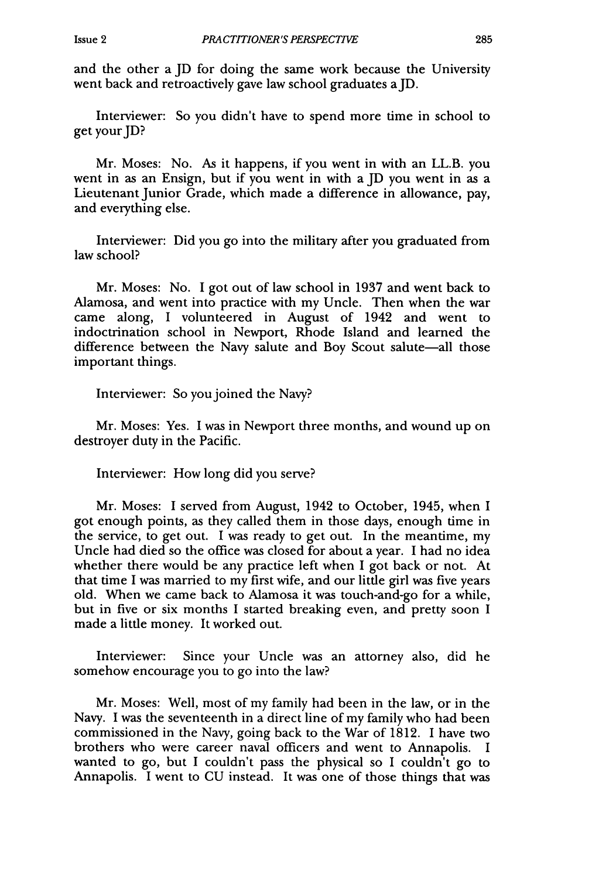and the other a JD for doing the same work because the University went back and retroactively gave law school graduates a JD.

Interviewer: So you didn't have to spend more time in school to get your JD?

Mr. Moses: No. As it happens, if you went in with an LL.B. you went in as an Ensign, but if you went in with a JD you went in as a Lieutenant Junior Grade, which made a difference in allowance, pay, and everything else.

Interviewer: Did you go into the military after you graduated from law school?

Mr. Moses: No. I got out of law school in 1937 and went back to Alamosa, and went into practice with my Uncle. Then when the war came along, I volunteered in August of 1942 and went to indoctrination school in Newport, Rhode Island and learned the difference between the Navy salute and Boy Scout salute—all those important things.

Interviewer: So you joined the Navy?

Mr. Moses: Yes. I was in Newport three months, and wound up on destroyer duty in the Pacific.

Interviewer: How long did you serve?

Mr. Moses: I served from August, 1942 to October, 1945, when I got enough points, as they called them in those days, enough time in the service, to get out. I was ready to get out. In the meantime, my Uncle had died so the office was closed for about a year. I had no idea whether there would be any practice left when I got back or not. At that time I was married to my first wife, and our little girl was five years old. When we came back to Alamosa it was touch-and-go for a while, but in five or six months I started breaking even, and pretty soon I made a little money. It worked out.

Interviewer: Since your Uncle was an attorney also, did he somehow encourage you to go into the law?

Mr. Moses: Well, most of my family had been in the law, or in the Navy. I was the seventeenth in a direct line of my family who had been commissioned in the Navy, going back to the War of 1812. I have two brothers who were career naval officers and went to Annapolis. I wanted to go, but I couldn't pass the physical so I couldn't go to Annapolis. I went to CU instead. It was one of those things that was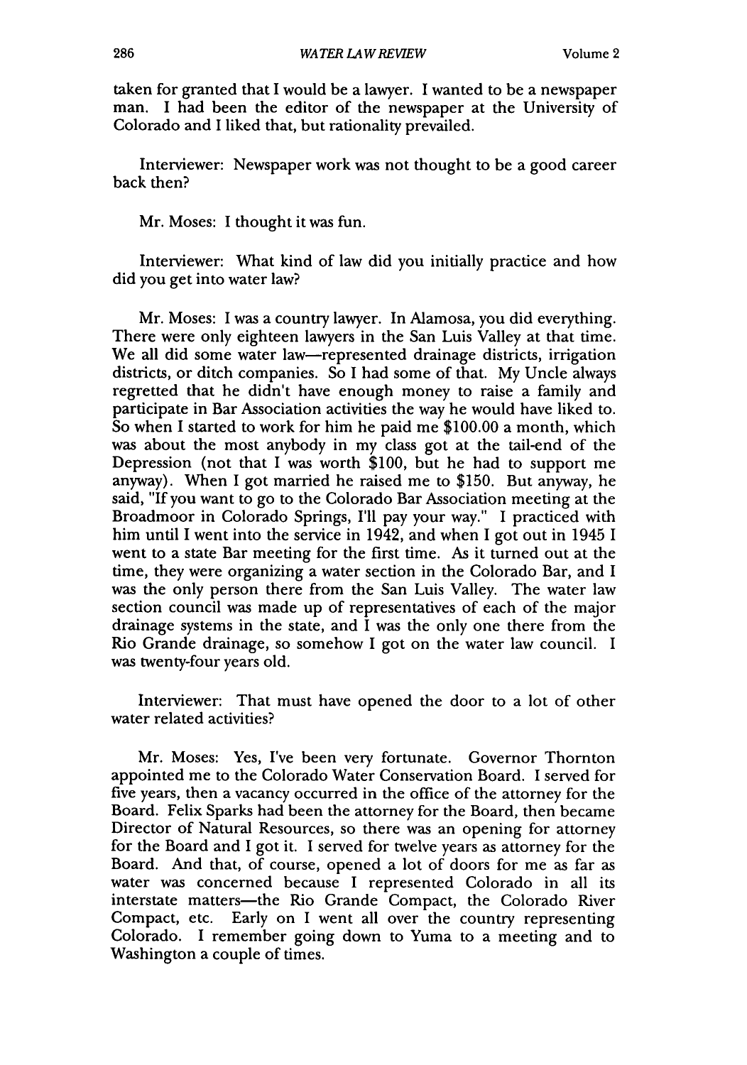taken for granted that I would be a lawyer. I wanted to be a newspaper man. I had been the editor of the newspaper at the University of Colorado and I liked that, but rationality prevailed.

Interviewer: Newspaper work was not thought to be a good career back then?

Mr. Moses: I thought it was fun.

Interviewer: What kind of law did you initially practice and how did you get into water law?

Mr. Moses: I was a country lawyer. In Alamosa, you did everything. There were only eighteen lawyers in the San Luis Valley at that time. We all did some water law—represented drainage districts, irrigation districts, or ditch companies. So I had some of that. My Uncle always regretted that he didn't have enough money to raise a family and participate in Bar Association activities the way he would have liked to. So when I started to work for him he paid me $100.00 a month, which was about the most anybody in my class got at the tail-end of the Depression (not that I was worth $100, but he had to support me anyway). When I got married he raised me to $150. But anyway, he said, "If you want to go to the Colorado Bar Association meeting at the Broadmoor in Colorado Springs, I'll pay your way." I practiced with him until I went into the service in 1942, and when I got out in 1945 I went to a state Bar meeting for the first time. As it turned out at the time, they were organizing a water section in the Colorado Bar, and I was the only person there from the San Luis Valley. The water law section council was made up of representatives of each of the major drainage systems in the state, and I was the only one there from the Rio Grande drainage, so somehow I got on the water law council. I was twenty-four years old.

Interviewer: That must have opened the door to a lot of other water related activities?

Mr. Moses: Yes, I've been very fortunate. Governor Thornton appointed me to the Colorado Water Conservation Board. I served for five years, then a vacancy occurred in the office of the attorney for the Board. Felix Sparks had been the attorney for the Board, then became Director of Natural Resources, so there was an opening for attorney for the Board and I got it. I served for twelve years as attorney for the Board. And that, of course, opened a lot of doors for me as far as water was concerned because I represented Colorado in all its interstate matters—the Rio Grande Compact, the Colorado River Compact, etc. Early on I went all over the country representing Colorado. I remember going down to Yuma to a meeting and to Washington a couple of times.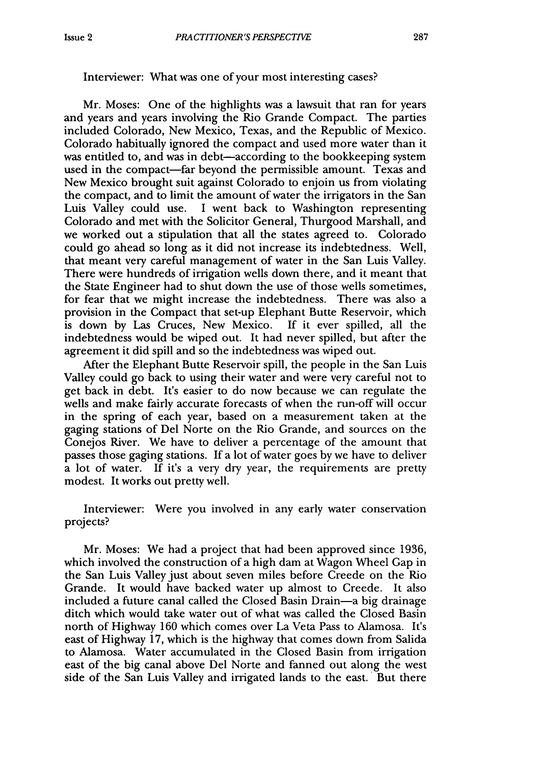Interviewer: What was one of your most interesting cases?

Mr. Moses: One of the highlights was a lawsuit that ran for years and years and years involving the Rio Grande Compact. The parties included Colorado, New Mexico, Texas, and the Republic of Mexico. Colorado habitually ignored the compact and used more water than it was entitled to, and was in debt—according to the bookkeeping system used in the compact—far beyond the permissible amount. Texas and New Mexico brought suit against Colorado to enjoin us from violating the compact, and to limit the amount of water the irrigators in the San Luis Valley could use. I went back to Washington representing Colorado and met with the Solicitor General, Thurgood Marshall, and we worked out a stipulation that all the states agreed to. Colorado could go ahead so long as it did not increase its indebtedness. Well, that meant very careful management of water in the San Luis Valley. There were hundreds of irrigation wells down there, and it meant that the State Engineer had to shut down the use of those wells sometimes, for fear that we might increase the indebtedness. There was also a provision in the Compact that set-up Elephant Butte Reservoir, which is down by Las Cruces, New Mexico. If it ever spilled, all the indebtedness would be wiped out. It had never spilled, but after the agreement it did spill and so the indebtedness was wiped out.

After the Elephant Butte Reservoir spill, the people in the San Luis Valley could go back to using their water and were very careful not to get back in debt. It's easier to do now because we can regulate the wells and make fairly accurate forecasts of when the run-off will occur in the spring of each year, based on a measurement taken at the gaging stations of Del Norte on the Rio Grande, and sources on the Conejos River. We have to deliver a percentage of the amount that passes those gaging stations. If a lot of water goes by we have to deliver a lot of water. If it's a very dry year, the requirements are pretty modest. It works out pretty well.

Interviewer: Were you involved in any early water conservation projects?

Mr. Moses: We had a project that had been approved since 1936, which involved the construction of a high dam at Wagon Wheel Gap in the San Luis Valley just about seven miles before Creede on the Rio Grande. It would have backed water up almost to Creede. It also included a future canal called the Closed Basin Drain—a big drainage ditch which would take water out of what was called the Closed Basin north of Highway 160 which comes over La Veta Pass to Alamosa. It's east of Highway 17, which is the highway that comes down from Salida to Alamosa. Water accumulated in the Closed Basin from irrigation east of the big canal above Del Norte and fanned out along the west side of the San Luis Valley and irrigated lands to the east. But there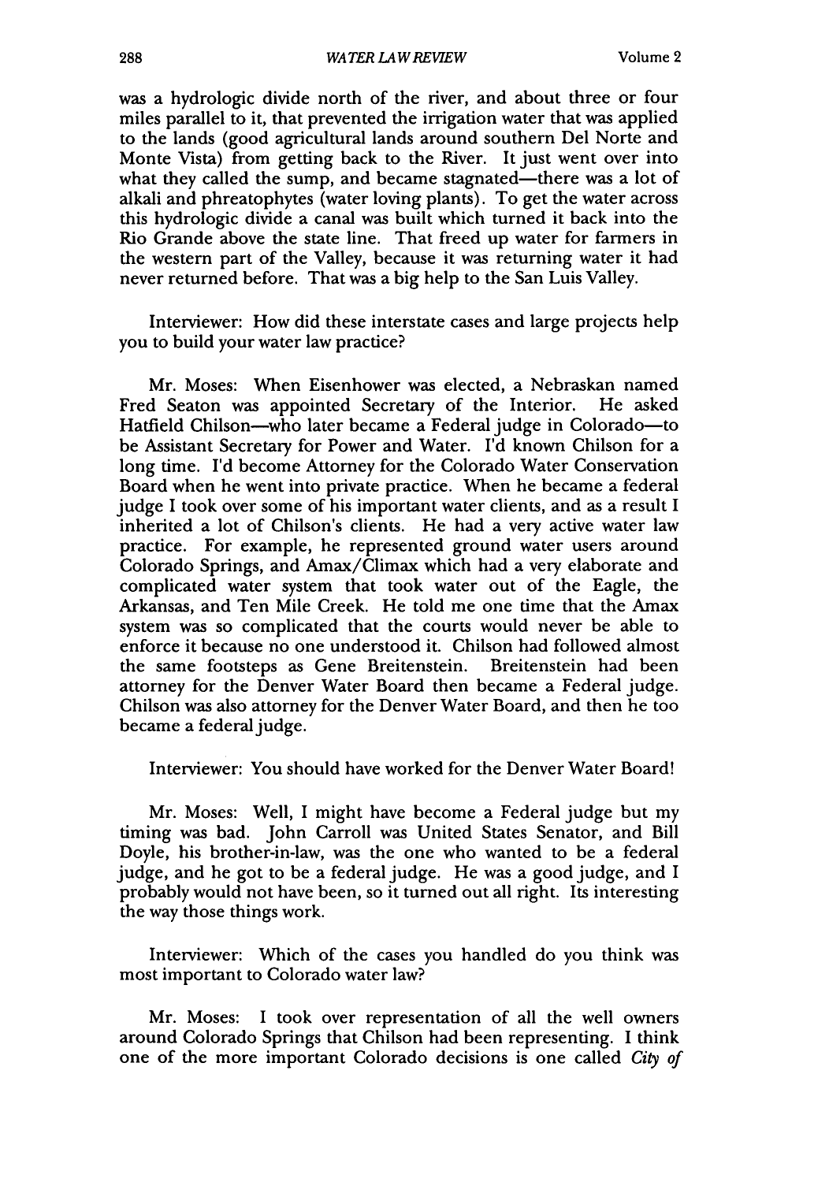was a hydrologic divide north of the river, and about three or four miles parallel to it, that prevented the irrigation water that was applied to the lands (good agricultural lands around southern Del Norte and Monte Vista) from getting back to the River. It just went over into what they called the sump, and became stagnated—there was a lot of alkali and phreatophytes (water loving plants). To get the water across this hydrologic divide a canal was built which turned it back into the Rio Grande above the state line. That freed up water for farmers in the western part of the Valley, because it was returning water it had never returned before. That was a big help to the San Luis Valley.

Interviewer: How did these interstate cases and large projects help you to build your water law practice?

Mr. Moses: When Eisenhower was elected, a Nebraskan named Fred Seaton was appointed Secretary of the Interior. He asked Hatfield Chilson—who later became a Federal judge in Colorado—to be Assistant Secretary for Power and Water. I'd known Chilson for a long time. I'd become Attorney for the Colorado Water Conservation Board when he went into private practice. When he became a federal judge I took over some of his important water clients, and as a result I inherited a lot of Chilson's clients. He had a very active water law practice. For example, he represented ground water users around Colorado Springs, and Amax/Climax which had a very elaborate and complicated water system that took water out of the Eagle, the Arkansas, and Ten Mile Creek. He told me one time that the Amax system was so complicated that the courts would never be able to enforce it because no one understood it. Chilson had followed almost the same footsteps as Gene Breitenstein. Breitenstein had been attorney for the Denver Water Board then became a Federal judge. Chilson was also attorney for the Denver Water Board, and then he too became a federal judge.

Interviewer: You should have worked for the Denver Water Board!

Mr. Moses: Well, I might have become a Federal judge but my timing was bad. John Carroll was United States Senator, and Bill Doyle, his brother-in-law, was the one who wanted to be a federal judge, and he got to be a federal judge. He was a good judge, and I probably would not have been, so it turned out all right. Its interesting the way those things work.

Interviewer: Which of the cases you handled do you think was most important to Colorado water law?

Mr. Moses: I took over representation of all the well owners around Colorado Springs that Chilson had been representing. I think one of the more important Colorado decisions is one called *City of*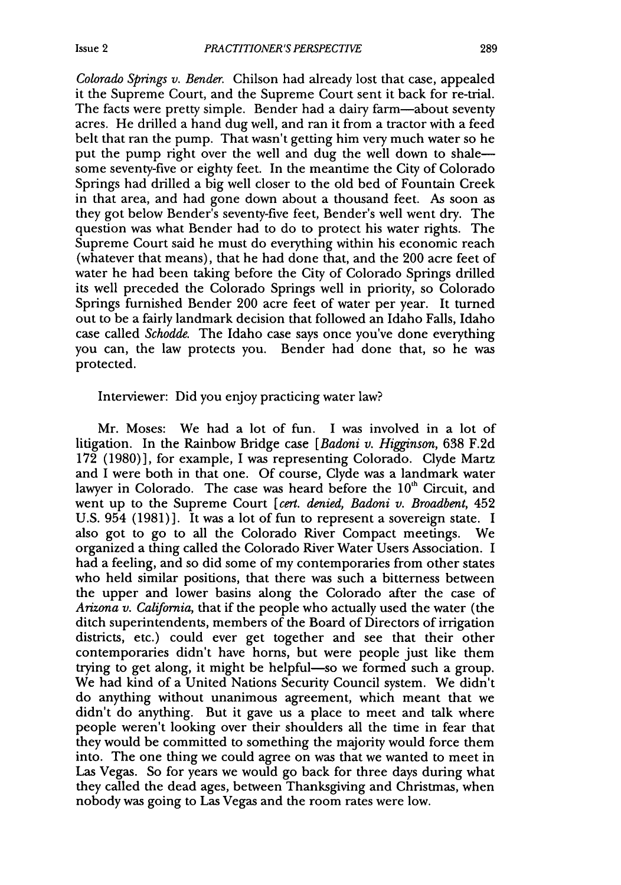*Colorado Springs v. Bender.* Chilson had already lost that case, appealed it the Supreme Court, and the Supreme Court sent it back for re-trial. The facts were pretty simple. Bender had a dairy farm—about seventy acres. He drilled a hand dug well, and ran it from a tractor with a feed belt that ran the pump. That wasn't getting him very much water so he put the pump right over the well and dug the well down to shale—some seventy-five or eighty feet. In the meantime the City of Colorado Springs had drilled a big well closer to the old bed of Fountain Creek in that area, and had gone down about a thousand feet. As soon as they got below Bender's seventy-five feet, Bender's well went dry. The question was what Bender had to do to protect his water rights. The Supreme Court said he must do everything within his economic reach (whatever that means), that he had done that, and the 200 acre feet of water he had been taking before the City of Colorado Springs drilled its well preceded the Colorado Springs well in priority, so Colorado Springs furnished Bender 200 acre feet of water per year. It turned out to be a fairly landmark decision that followed an Idaho Falls, Idaho case called *Schodde.* The Idaho case says once you've done everything you can, the law protects you. Bender had done that, so he was protected.

Interviewer: Did you enjoy practicing water law?

Mr. Moses: We had a lot of fun. I was involved in a lot of litigation. In the Rainbow Bridge case [*Badoni v. Higginson*, 638 F.2d 172 (1980)], for example, I was representing Colorado. Clyde Martz and I were both in that one. Of course, Clyde was a landmark water lawyer in Colorado. The case was heard before the 10th Circuit, and went up to the Supreme Court [*cert. denied, Badoni v. Broadbent*, 452 U.S. 954 (1981)]. It was a lot of fun to represent a sovereign state. I also got to go to all the Colorado River Compact meetings. We organized a thing called the Colorado River Water Users Association. I had a feeling, and so did some of my contemporaries from other states who held similar positions, that there was such a bitterness between the upper and lower basins along the Colorado after the case of *Arizona v. California*, that if the people who actually used the water (the ditch superintendents, members of the Board of Directors of irrigation districts, etc.) could ever get together and see that their other contemporaries didn't have horns, but were people just like them trying to get along, it might be helpful—so we formed such a group. We had kind of a United Nations Security Council system. We didn't do anything without unanimous agreement, which meant that we didn't do anything. But it gave us a place to meet and talk where people weren't looking over their shoulders all the time in fear that they would be committed to something the majority would force them into. The one thing we could agree on was that we wanted to meet in Las Vegas. So for years we would go back for three days during what they called the dead ages, between Thanksgiving and Christmas, when nobody was going to Las Vegas and the room rates were low.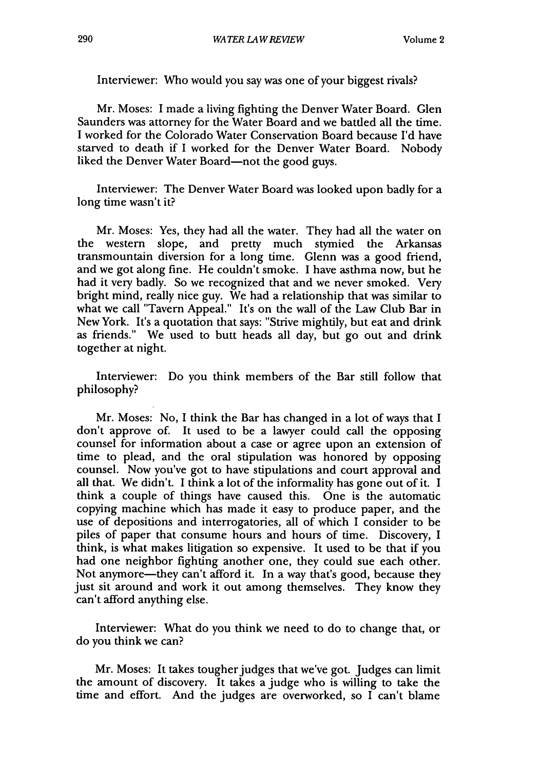Interviewer: Who would you say was one of your biggest rivals?

Mr. Moses: I made a living fighting the Denver Water Board. Glen Saunders was attorney for the Water Board and we battled all the time. I worked for the Colorado Water Conservation Board because I'd have starved to death if I worked for the Denver Water Board. Nobody liked the Denver Water Board—not the good guys.

Interviewer: The Denver Water Board was looked upon badly for a long time wasn't it?

Mr. Moses: Yes, they had all the water. They had all the water on the western slope, and pretty much stymied the Arkansas transmountain diversion for a long time. Glenn was a good friend, and we got along fine. He couldn't smoke. I have asthma now, but he had it very badly. So we recognized that and we never smoked. Very bright mind, really nice guy. We had a relationship that was similar to what we call "Tavern Appeal." It's on the wall of the Law Club Bar in New York. It's a quotation that says: "Strive mightily, but eat and drink as friends." We used to butt heads all day, but go out and drink together at night.

Interviewer: Do you think members of the Bar still follow that philosophy?

Mr. Moses: No, I think the Bar has changed in a lot of ways that I don't approve of. It used to be a lawyer could call the opposing counsel for information about a case or agree upon an extension of time to plead, and the oral stipulation was honored by opposing counsel. Now you've got to have stipulations and court approval and all that. We didn't. I think a lot of the informality has gone out of it. I think a couple of things have caused this. One is the automatic copying machine which has made it easy to produce paper, and the use of depositions and interrogatories, all of which I consider to be piles of paper that consume hours and hours of time. Discovery, I think, is what makes litigation so expensive. It used to be that if you had one neighbor fighting another one, they could sue each other. Not anymore—they can't afford it. In a way that's good, because they just sit around and work it out among themselves. They know they can't afford anything else.

Interviewer: What do you think we need to do to change that, or do you think we can?

Mr. Moses: It takes tougher judges that we've got. Judges can limit the amount of discovery. It takes a judge who is willing to take the time and effort. And the judges are overworked, so I can't blame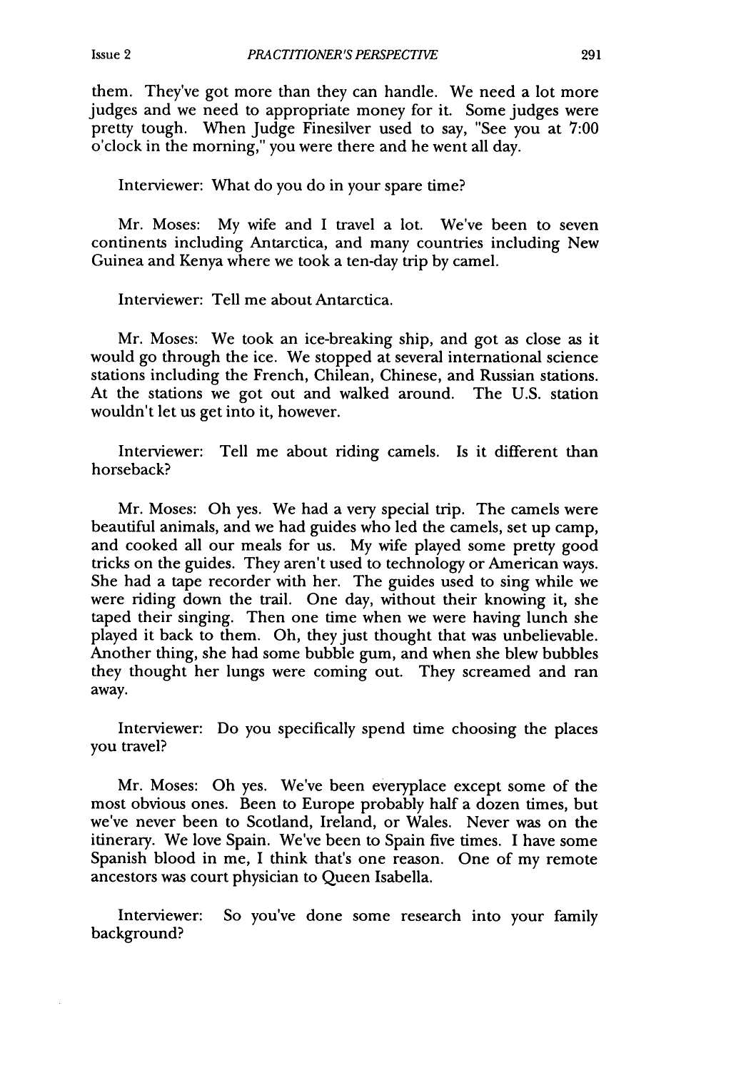them. They've got more than they can handle. We need a lot more judges and we need to appropriate money for it. Some judges were pretty tough. When Judge Finesilver used to say, "See you at 7:00 o'clock in the morning," you were there and he went all day.

Interviewer: What do you do in your spare time?

Mr. Moses: My wife and I travel a lot. We've been to seven continents including Antarctica, and many countries including New Guinea and Kenya where we took a ten-day trip by camel.

Interviewer: Tell me about Antarctica.

Mr. Moses: We took an ice-breaking ship, and got as close as it would go through the ice. We stopped at several international science stations including the French, Chilean, Chinese, and Russian stations. At the stations we got out and walked around. The U.S. station wouldn't let us get into it, however.

Interviewer: Tell me about riding camels. Is it different than horseback?

Mr. Moses: Oh yes. We had a very special trip. The camels were beautiful animals, and we had guides who led the camels, set up camp, and cooked all our meals for us. My wife played some pretty good tricks on the guides. They aren't used to technology or American ways. She had a tape recorder with her. The guides used to sing while we were riding down the trail. One day, without their knowing it, she taped their singing. Then one time when we were having lunch she played it back to them. Oh, they just thought that was unbelievable. Another thing, she had some bubble gum, and when she blew bubbles they thought her lungs were coming out. They screamed and ran away.

Interviewer: Do you specifically spend time choosing the places you travel?

Mr. Moses: Oh yes. We've been everyplace except some of the most obvious ones. Been to Europe probably half a dozen times, but we've never been to Scotland, Ireland, or Wales. Never was on the itinerary. We love Spain. We've been to Spain five times. I have some Spanish blood in me, I think that's one reason. One of my remote ancestors was court physician to Queen Isabella.

Interviewer: So you've done some research into your family background?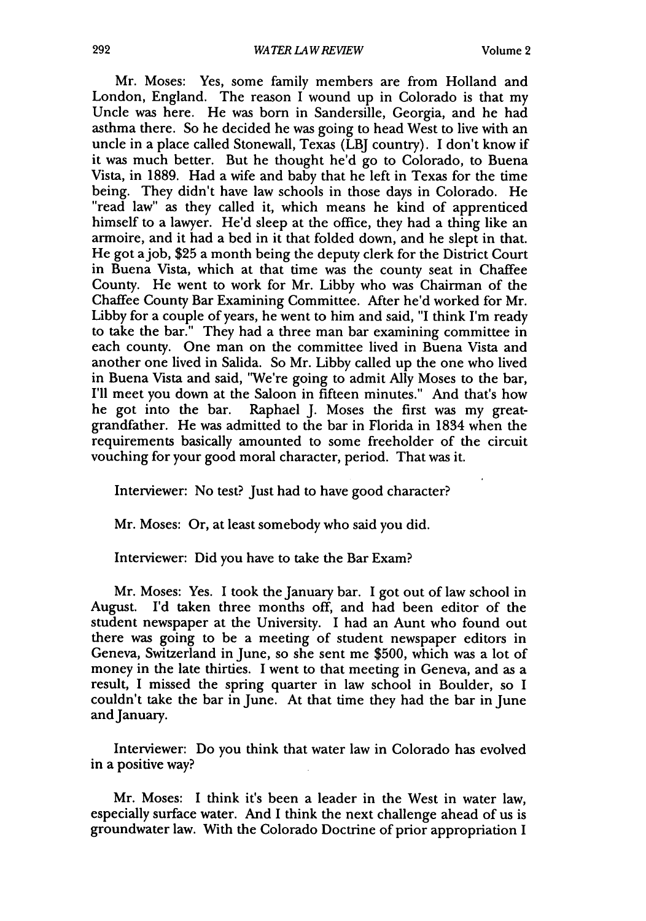Mr. Moses: Yes, some family members are from Holland and London, England. The reason I wound up in Colorado is that my Uncle was here. He was born in Sandersille, Georgia, and he had asthma there. So he decided he was going to head West to live with an uncle in a place called Stonewall, Texas (LBJ country). I don't know if it was much better. But he thought he'd go to Colorado, to Buena Vista, in 1889. Had a wife and baby that he left in Texas for the time being. They didn't have law schools in those days in Colorado. He "read law" as they called it, which means he kind of apprenticed himself to a lawyer. He'd sleep at the office, they had a thing like an armoire, and it had a bed in it that folded down, and he slept in that. He got a job, $25 a month being the deputy clerk for the District Court in Buena Vista, which at that time was the county seat in Chaffee County. He went to work for Mr. Libby who was Chairman of the Chaffee County Bar Examining Committee. After he'd worked for Mr. Libby for a couple of years, he went to him and said, "I think I'm ready to take the bar." They had a three man bar examining committee in each county. One man on the committee lived in Buena Vista and another one lived in Salida. So Mr. Libby called up the one who lived in Buena Vista and said, "We're going to admit Ally Moses to the bar, I'll meet you down at the Saloon in fifteen minutes." And that's how he got into the bar. Raphael J. Moses the first was my great-grandfather. He was admitted to the bar in Florida in 1834 when the requirements basically amounted to some freeholder of the circuit vouching for your good moral character, period. That was it.

Interviewer: No test? Just had to have good character?

Mr. Moses: Or, at least somebody who said you did.

Interviewer: Did you have to take the Bar Exam?

Mr. Moses: Yes. I took the January bar. I got out of law school in August. I'd taken three months off, and had been editor of the student newspaper at the University. I had an Aunt who found out there was going to be a meeting of student newspaper editors in Geneva, Switzerland in June, so she sent me $500, which was a lot of money in the late thirties. I went to that meeting in Geneva, and as a result, I missed the spring quarter in law school in Boulder, so I couldn't take the bar in June. At that time they had the bar in June and January.

Interviewer: Do you think that water law in Colorado has evolved in a positive way?

Mr. Moses: I think it's been a leader in the West in water law, especially surface water. And I think the next challenge ahead of us is groundwater law. With the Colorado Doctrine of prior appropriation I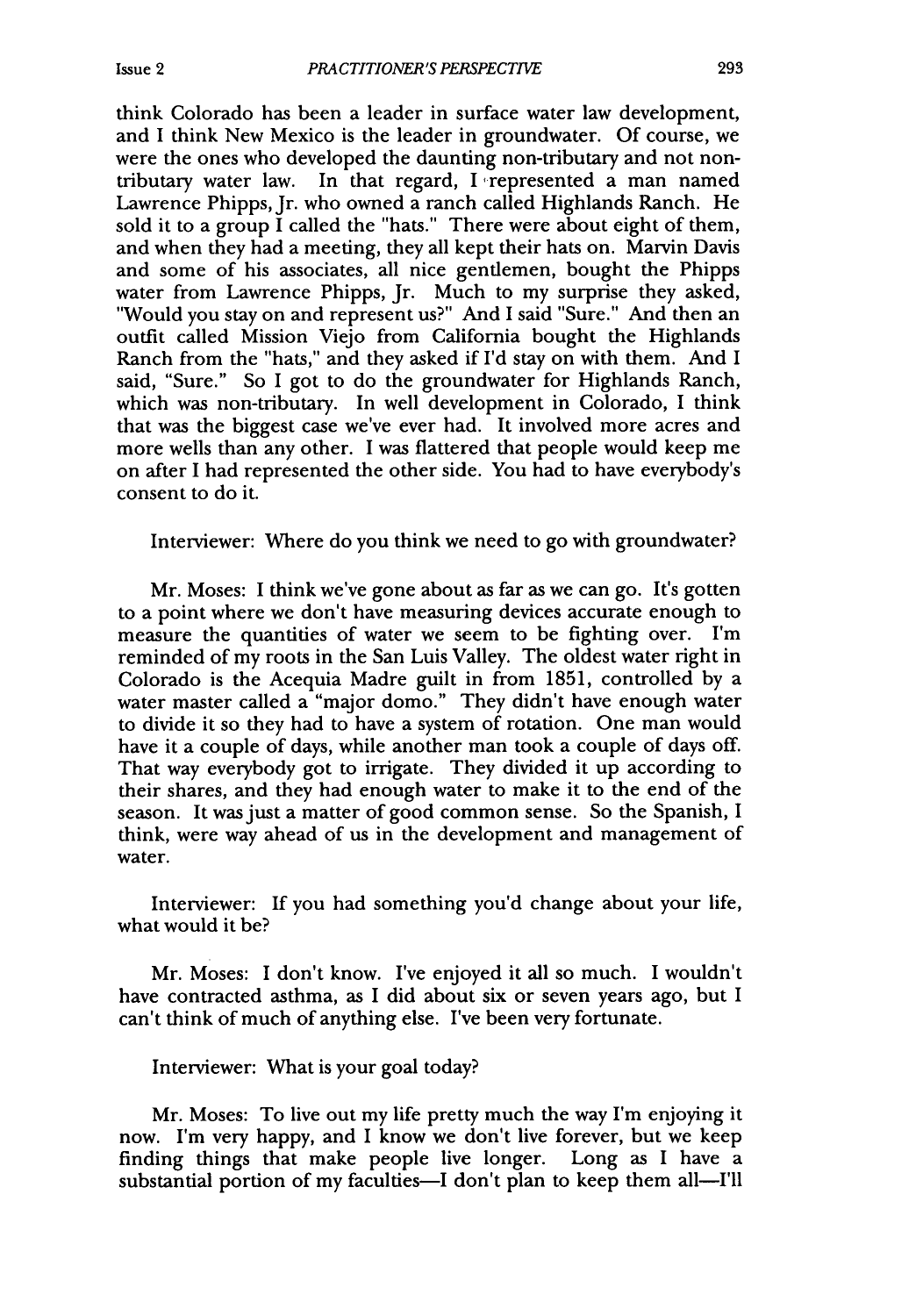think Colorado has been a leader in surface water law development, and I think New Mexico is the leader in groundwater. Of course, we were the ones who developed the daunting non-tributary and not non-tributary water law. In that regard, I represented a man named Lawrence Phipps, Jr. who owned a ranch called Highlands Ranch. He sold it to a group I called the "hats." There were about eight of them, and when they had a meeting, they all kept their hats on. Marvin Davis and some of his associates, all nice gentlemen, bought the Phipps water from Lawrence Phipps, Jr. Much to my surprise they asked, "Would you stay on and represent us?" And I said "Sure." And then an outfit called Mission Viejo from California bought the Highlands Ranch from the "hats," and they asked if I'd stay on with them. And I said, "Sure." So I got to do the groundwater for Highlands Ranch, which was non-tributary. In well development in Colorado, I think that was the biggest case we've ever had. It involved more acres and more wells than any other. I was flattered that people would keep me on after I had represented the other side. You had to have everybody's consent to do it.

Interviewer: Where do you think we need to go with groundwater?

Mr. Moses: I think we've gone about as far as we can go. It's gotten to a point where we don't have measuring devices accurate enough to measure the quantities of water we seem to be fighting over. I'm reminded of my roots in the San Luis Valley. The oldest water right in Colorado is the Acequia Madre guilt in from 1851, controlled by a water master called a "major domo." They didn't have enough water to divide it so they had to have a system of rotation. One man would have it a couple of days, while another man took a couple of days off. That way everybody got to irrigate. They divided it up according to their shares, and they had enough water to make it to the end of the season. It was just a matter of good common sense. So the Spanish, I think, were way ahead of us in the development and management of water.

Interviewer: If you had something you'd change about your life, what would it be?

Mr. Moses: I don't know. I've enjoyed it all so much. I wouldn't have contracted asthma, as I did about six or seven years ago, but I can't think of much of anything else. I've been very fortunate.

Interviewer: What is your goal today?

Mr. Moses: To live out my life pretty much the way I'm enjoying it now. I'm very happy, and I know we don't live forever, but we keep finding things that make people live longer. Long as I have a substantial portion of my faculties—I don't plan to keep them all—I'll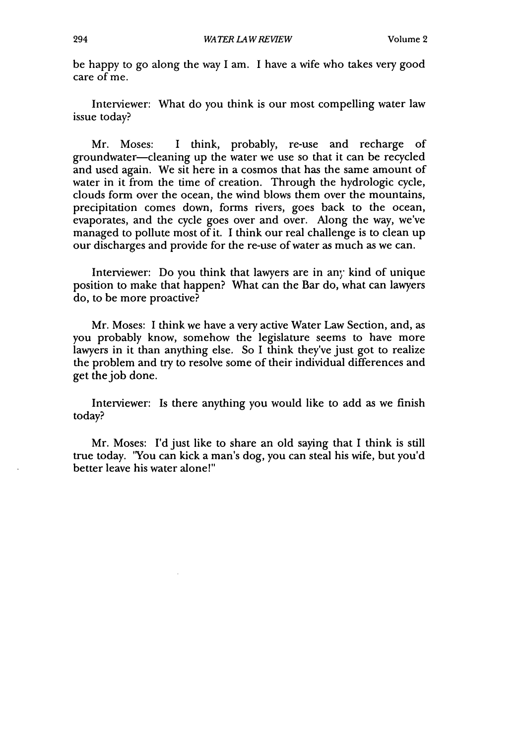be happy to go along the way I am. I have a wife who takes very good care of me.

Interviewer: What do you think is our most compelling water law issue today?

Mr. Moses: I think, probably, re-use and recharge of groundwater—cleaning up the water we use so that it can be recycled and used again. We sit here in a cosmos that has the same amount of water in it from the time of creation. Through the hydrologic cycle, clouds form over the ocean, the wind blows them over the mountains, precipitation comes down, forms rivers, goes back to the ocean, evaporates, and the cycle goes over and over. Along the way, we've managed to pollute most of it. I think our real challenge is to clean up our discharges and provide for the re-use of water as much as we can.

Interviewer: Do you think that lawyers are in any kind of unique position to make that happen? What can the Bar do, what can lawyers do, to be more proactive?

Mr. Moses: I think we have a very active Water Law Section, and, as you probably know, somehow the legislature seems to have more lawyers in it than anything else. So I think they've just got to realize the problem and try to resolve some of their individual differences and get the job done.

Interviewer: Is there anything you would like to add as we finish today?

Mr. Moses: I'd just like to share an old saying that I think is still true today. "You can kick a man's dog, you can steal his wife, but you'd better leave his water alone!"